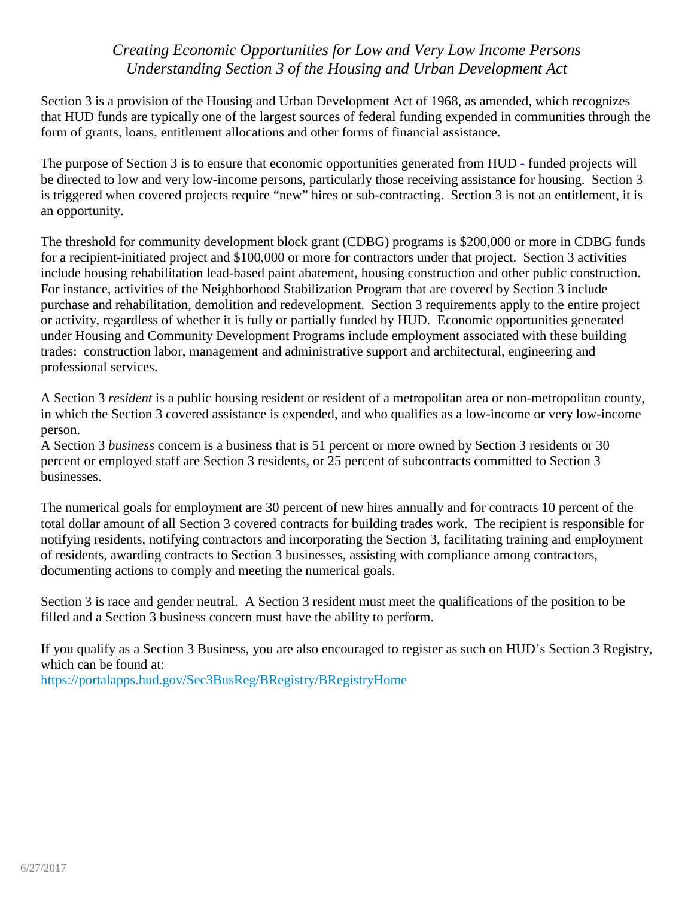# *Creating Economic Opportunities for Low and Very Low Income Persons*
## *Understanding Section 3 of the Housing and Urban Development Act*

Section 3 is a provision of the Housing and Urban Development Act of 1968, as amended, which recognizes that HUD funds are typically one of the largest sources of federal funding expended in communities through the form of grants, loans, entitlement allocations and other forms of financial assistance.

The purpose of Section 3 is to ensure that economic opportunities generated from HUD - funded projects will be directed to low and very low-income persons, particularly those receiving assistance for housing. Section 3 is triggered when covered projects require "new" hires or sub-contracting. Section 3 is not an entitlement, it is an opportunity.

The threshold for community development block grant (CDBG) programs is $200,000 or more in CDBG funds for a recipient-initiated project and $100,000 or more for contractors under that project. Section 3 activities include housing rehabilitation lead-based paint abatement, housing construction and other public construction. For instance, activities of the Neighborhood Stabilization Program that are covered by Section 3 include purchase and rehabilitation, demolition and redevelopment. Section 3 requirements apply to the entire project or activity, regardless of whether it is fully or partially funded by HUD. Economic opportunities generated under Housing and Community Development Programs include employment associated with these building trades: construction labor, management and administrative support and architectural, engineering and professional services.

A Section 3 *resident* is a public housing resident or resident of a metropolitan area or non-metropolitan county, in which the Section 3 covered assistance is expended, and who qualifies as a low-income or very low-income person.
A Section 3 *business* concern is a business that is 51 percent or more owned by Section 3 residents or 30 percent or employed staff are Section 3 residents, or 25 percent of subcontracts committed to Section 3 businesses.

The numerical goals for employment are 30 percent of new hires annually and for contracts 10 percent of the total dollar amount of all Section 3 covered contracts for building trades work. The recipient is responsible for notifying residents, notifying contractors and incorporating the Section 3, facilitating training and employment of residents, awarding contracts to Section 3 businesses, assisting with compliance among contractors, documenting actions to comply and meeting the numerical goals.

Section 3 is race and gender neutral. A Section 3 resident must meet the qualifications of the position to be filled and a Section 3 business concern must have the ability to perform.

If you qualify as a Section 3 Business, you are also encouraged to register as such on HUD's Section 3 Registry, which can be found at:
https://portalapps.hud.gov/Sec3BusReg/BRegistry/BRegistryHome

6/27/2017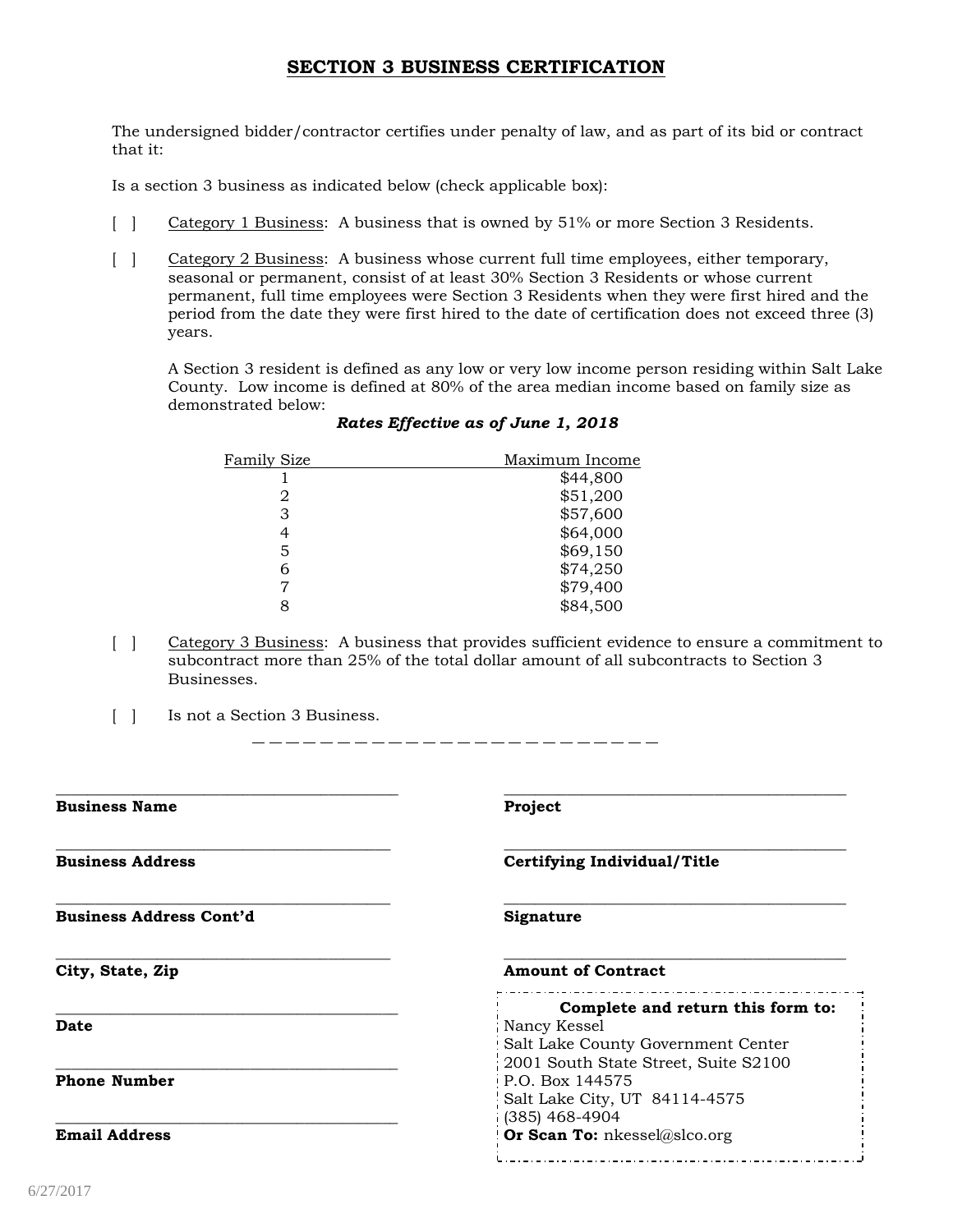## SECTION 3 BUSINESS CERTIFICATION

The undersigned bidder/contractor certifies under penalty of law, and as part of its bid or contract that it:

Is a section 3 business as indicated below (check applicable box):

[ ] Category 1 Business: A business that is owned by 51% or more Section 3 Residents.

[ ] Category 2 Business: A business whose current full time employees, either temporary, seasonal or permanent, consist of at least 30% Section 3 Residents or whose current permanent, full time employees were Section 3 Residents when they were first hired and the period from the date they were first hired to the date of certification does not exceed three (3) years.

A Section 3 resident is defined as any low or very low income person residing within Salt Lake County. Low income is defined at 80% of the area median income based on family size as demonstrated below:

***Rates Effective as of June 1, 2018***

| Family Size | Maximum Income |
|---|---|
| 1 | $44,800 |
| 2 | $51,200 |
| 3 | $57,600 |
| 4 | $64,000 |
| 5 | $69,150 |
| 6 | $74,250 |
| 7 | $79,400 |
| 8 | $84,500 |

[ ] Category 3 Business: A business that provides sufficient evidence to ensure a commitment to subcontract more than 25% of the total dollar amount of all subcontracts to Section 3 Businesses.

[ ] Is not a Section 3 Business.

_______________________________
**Business Name**

_______________________________
**Business Address**

_______________________________
**Business Address Cont'd**

_______________________________
**City, State, Zip**

_______________________________
**Date**

_______________________________
**Phone Number**

_______________________________
**Email Address**

_______________________________
**Project**

_______________________________
**Certifying Individual/Title**

_______________________________
**Signature**

_______________________________
**Amount of Contract**

**Complete and return this form to:**
Nancy Kessel
Salt Lake County Government Center
2001 South State Street, Suite S2100
P.O. Box 144575
Salt Lake City, UT 84114-4575
(385) 468-4904
**Or Scan To:** nkessel@slco.org

6/27/2017